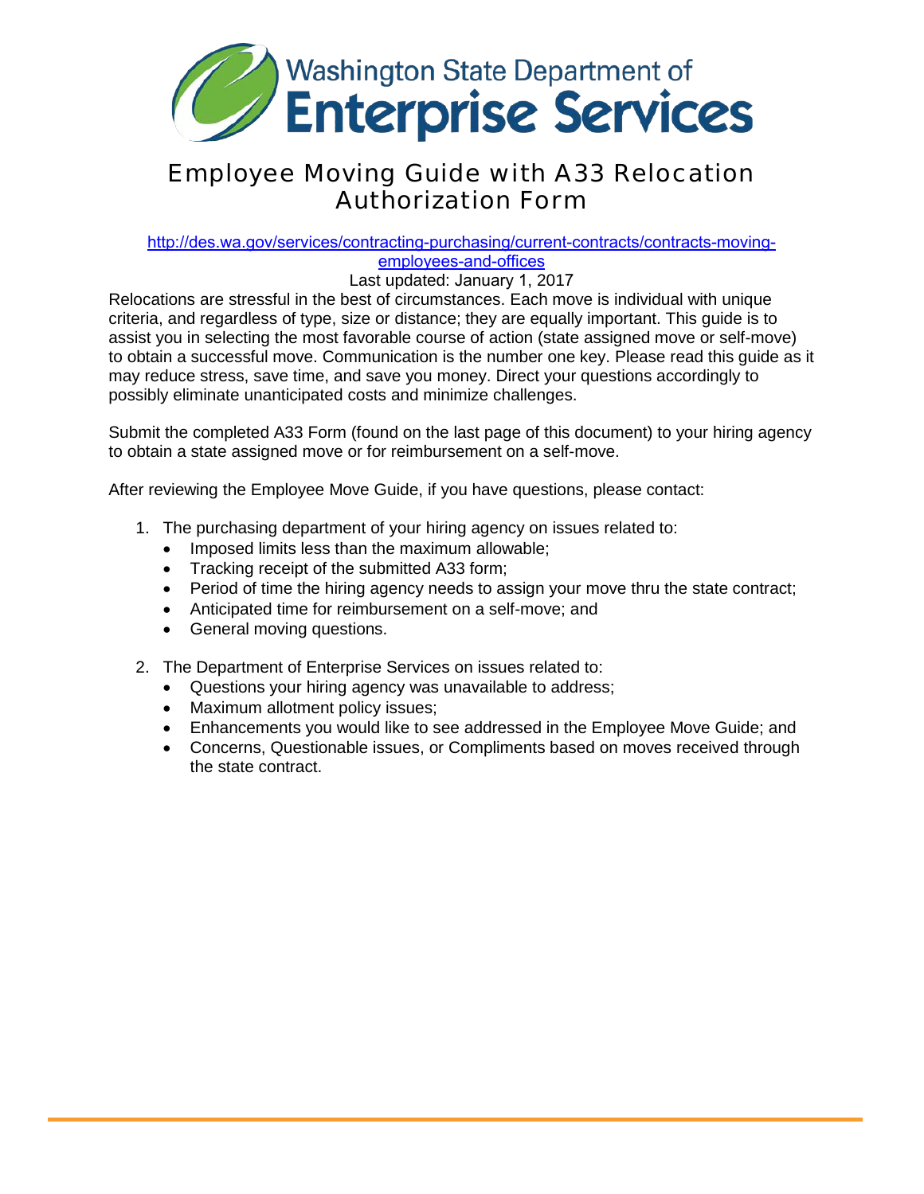Washington State Department of
**Enterprise Services**

# Employee Moving Guide with A33 Relocation Authorization Form

http://des.wa.gov/services/contracting-purchasing/current-contracts/contracts-moving-employees-and-offices

Last updated: January 1, 2017

Relocations are stressful in the best of circumstances. Each move is individual with unique criteria, and regardless of type, size or distance; they are equally important. This guide is to assist you in selecting the most favorable course of action (state assigned move or self-move) to obtain a successful move. Communication is the number one key. Please read this guide as it may reduce stress, save time, and save you money. Direct your questions accordingly to possibly eliminate unanticipated costs and minimize challenges.

Submit the completed A33 Form (found on the last page of this document) to your hiring agency to obtain a state assigned move or for reimbursement on a self-move.

After reviewing the Employee Move Guide, if you have questions, please contact:

1. The purchasing department of your hiring agency on issues related to:
   - Imposed limits less than the maximum allowable;
   - Tracking receipt of the submitted A33 form;
   - Period of time the hiring agency needs to assign your move thru the state contract;
   - Anticipated time for reimbursement on a self-move; and
   - General moving questions.
2. The Department of Enterprise Services on issues related to:
   - Questions your hiring agency was unavailable to address;
   - Maximum allotment policy issues;
   - Enhancements you would like to see addressed in the Employee Move Guide; and
   - Concerns, Questionable issues, or Compliments based on moves received through the state contract.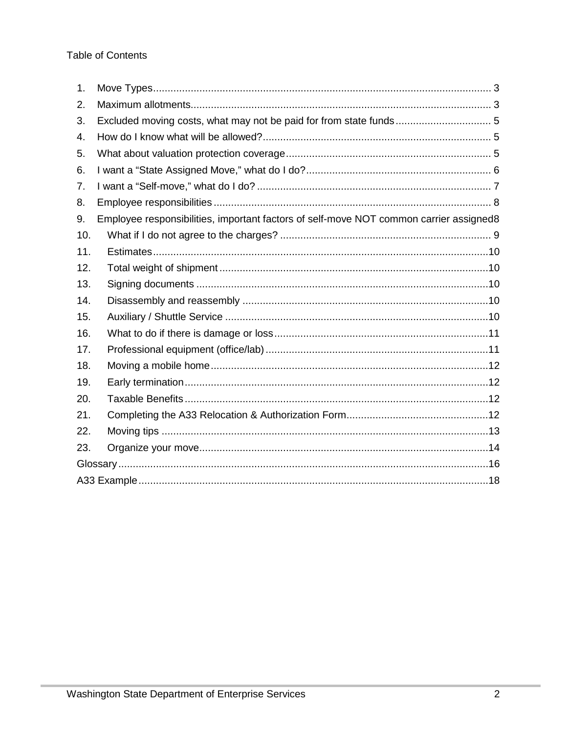Table of Contents

1. Move Types .... 3
2. Maximum allotments .... 3
3. Excluded moving costs, what may not be paid for from state funds .... 5
4. How do I know what will be allowed? .... 5
5. What about valuation protection coverage .... 5
6. I want a "State Assigned Move," what do I do? .... 6
7. I want a "Self-move," what do I do? .... 7
8. Employee responsibilities .... 8
9. Employee responsibilities, important factors of self-move NOT common carrier assigned .... 8
10. What if I do not agree to the charges? .... 9
11. Estimates .... 10
12. Total weight of shipment .... 10
13. Signing documents .... 10
14. Disassembly and reassembly .... 10
15. Auxiliary / Shuttle Service .... 10
16. What to do if there is damage or loss .... 11
17. Professional equipment (office/lab) .... 11
18. Moving a mobile home .... 12
19. Early termination .... 12
20. Taxable Benefits .... 12
21. Completing the A33 Relocation & Authorization Form .... 12
22. Moving tips .... 13
23. Organize your move .... 14

Glossary .... 16

A33 Example .... 18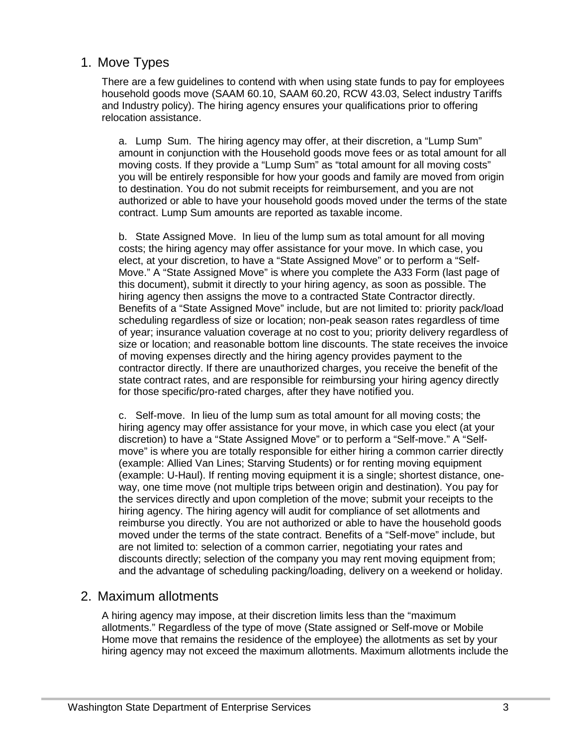## 1. Move Types

There are a few guidelines to contend with when using state funds to pay for employees household goods move (SAAM 60.10, SAAM 60.20, RCW 43.03, Select industry Tariffs and Industry policy). The hiring agency ensures your qualifications prior to offering relocation assistance.

a. Lump Sum. The hiring agency may offer, at their discretion, a "Lump Sum" amount in conjunction with the Household goods move fees or as total amount for all moving costs. If they provide a "Lump Sum" as "total amount for all moving costs" you will be entirely responsible for how your goods and family are moved from origin to destination. You do not submit receipts for reimbursement, and you are not authorized or able to have your household goods moved under the terms of the state contract. Lump Sum amounts are reported as taxable income.

b. State Assigned Move. In lieu of the lump sum as total amount for all moving costs; the hiring agency may offer assistance for your move. In which case, you elect, at your discretion, to have a "State Assigned Move" or to perform a "Self-Move." A "State Assigned Move" is where you complete the A33 Form (last page of this document), submit it directly to your hiring agency, as soon as possible. The hiring agency then assigns the move to a contracted State Contractor directly. Benefits of a "State Assigned Move" include, but are not limited to: priority pack/load scheduling regardless of size or location; non-peak season rates regardless of time of year; insurance valuation coverage at no cost to you; priority delivery regardless of size or location; and reasonable bottom line discounts. The state receives the invoice of moving expenses directly and the hiring agency provides payment to the contractor directly. If there are unauthorized charges, you receive the benefit of the state contract rates, and are responsible for reimbursing your hiring agency directly for those specific/pro-rated charges, after they have notified you.

c. Self-move. In lieu of the lump sum as total amount for all moving costs; the hiring agency may offer assistance for your move, in which case you elect (at your discretion) to have a "State Assigned Move" or to perform a "Self-move." A "Self-move" is where you are totally responsible for either hiring a common carrier directly (example: Allied Van Lines; Starving Students) or for renting moving equipment (example: U-Haul). If renting moving equipment it is a single; shortest distance, one-way, one time move (not multiple trips between origin and destination). You pay for the services directly and upon completion of the move; submit your receipts to the hiring agency. The hiring agency will audit for compliance of set allotments and reimburse you directly. You are not authorized or able to have the household goods moved under the terms of the state contract. Benefits of a "Self-move" include, but are not limited to: selection of a common carrier, negotiating your rates and discounts directly; selection of the company you may rent moving equipment from; and the advantage of scheduling packing/loading, delivery on a weekend or holiday.

## 2. Maximum allotments

A hiring agency may impose, at their discretion limits less than the "maximum allotments." Regardless of the type of move (State assigned or Self-move or Mobile Home move that remains the residence of the employee) the allotments as set by your hiring agency may not exceed the maximum allotments. Maximum allotments include the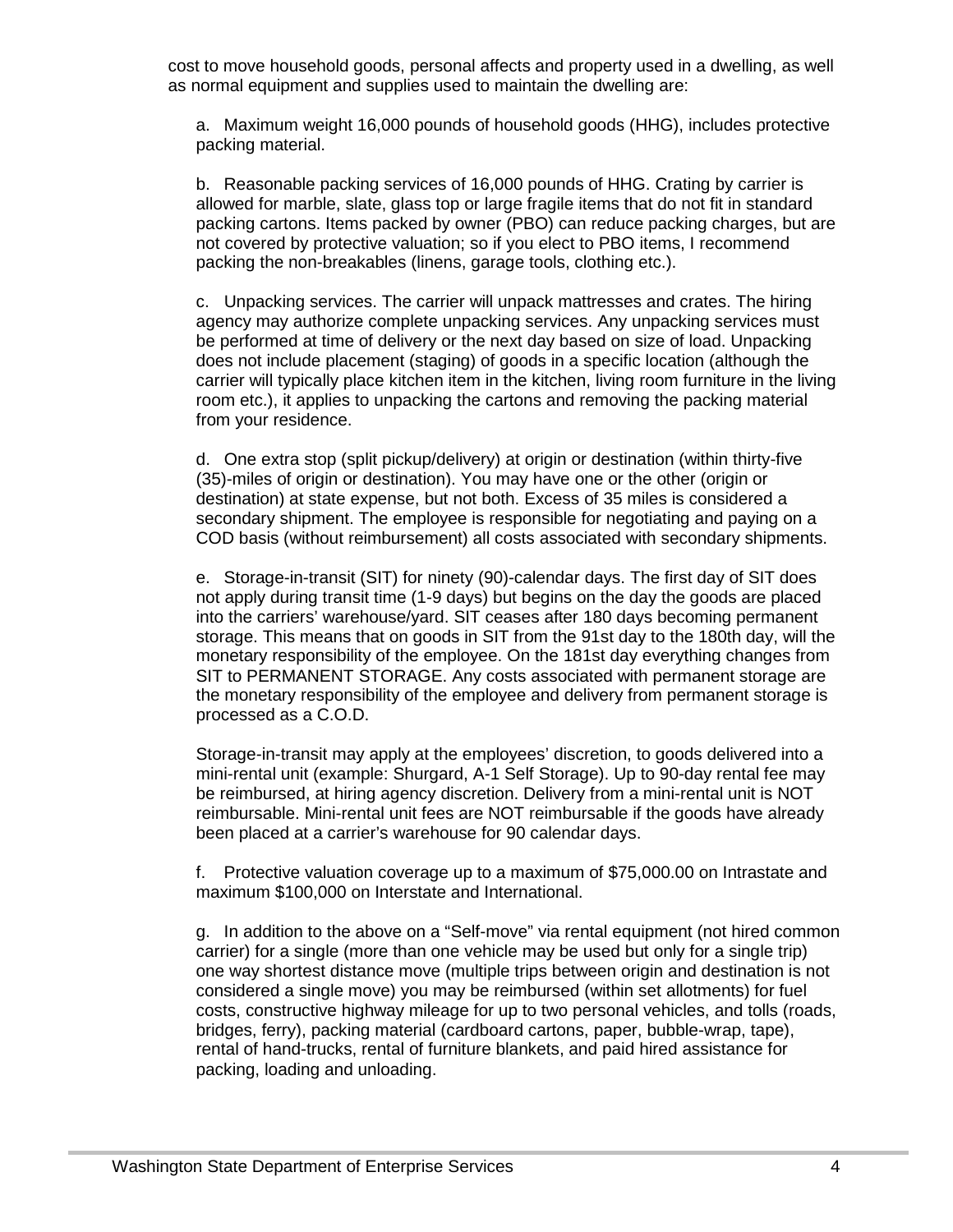cost to move household goods, personal affects and property used in a dwelling, as well as normal equipment and supplies used to maintain the dwelling are:

a. Maximum weight 16,000 pounds of household goods (HHG), includes protective packing material.

b. Reasonable packing services of 16,000 pounds of HHG. Crating by carrier is allowed for marble, slate, glass top or large fragile items that do not fit in standard packing cartons. Items packed by owner (PBO) can reduce packing charges, but are not covered by protective valuation; so if you elect to PBO items, I recommend packing the non-breakables (linens, garage tools, clothing etc.).

c. Unpacking services. The carrier will unpack mattresses and crates. The hiring agency may authorize complete unpacking services. Any unpacking services must be performed at time of delivery or the next day based on size of load. Unpacking does not include placement (staging) of goods in a specific location (although the carrier will typically place kitchen item in the kitchen, living room furniture in the living room etc.), it applies to unpacking the cartons and removing the packing material from your residence.

d. One extra stop (split pickup/delivery) at origin or destination (within thirty-five (35)-miles of origin or destination). You may have one or the other (origin or destination) at state expense, but not both. Excess of 35 miles is considered a secondary shipment. The employee is responsible for negotiating and paying on a COD basis (without reimbursement) all costs associated with secondary shipments.

e. Storage-in-transit (SIT) for ninety (90)-calendar days. The first day of SIT does not apply during transit time (1-9 days) but begins on the day the goods are placed into the carriers' warehouse/yard. SIT ceases after 180 days becoming permanent storage. This means that on goods in SIT from the 91st day to the 180th day, will the monetary responsibility of the employee. On the 181st day everything changes from SIT to PERMANENT STORAGE. Any costs associated with permanent storage are the monetary responsibility of the employee and delivery from permanent storage is processed as a C.O.D.

Storage-in-transit may apply at the employees' discretion, to goods delivered into a mini-rental unit (example: Shurgard, A-1 Self Storage). Up to 90-day rental fee may be reimbursed, at hiring agency discretion. Delivery from a mini-rental unit is NOT reimbursable. Mini-rental unit fees are NOT reimbursable if the goods have already been placed at a carrier's warehouse for 90 calendar days.

f. Protective valuation coverage up to a maximum of $75,000.00 on Intrastate and maximum $100,000 on Interstate and International.

g. In addition to the above on a "Self-move" via rental equipment (not hired common carrier) for a single (more than one vehicle may be used but only for a single trip) one way shortest distance move (multiple trips between origin and destination is not considered a single move) you may be reimbursed (within set allotments) for fuel costs, constructive highway mileage for up to two personal vehicles, and tolls (roads, bridges, ferry), packing material (cardboard cartons, paper, bubble-wrap, tape), rental of hand-trucks, rental of furniture blankets, and paid hired assistance for packing, loading and unloading.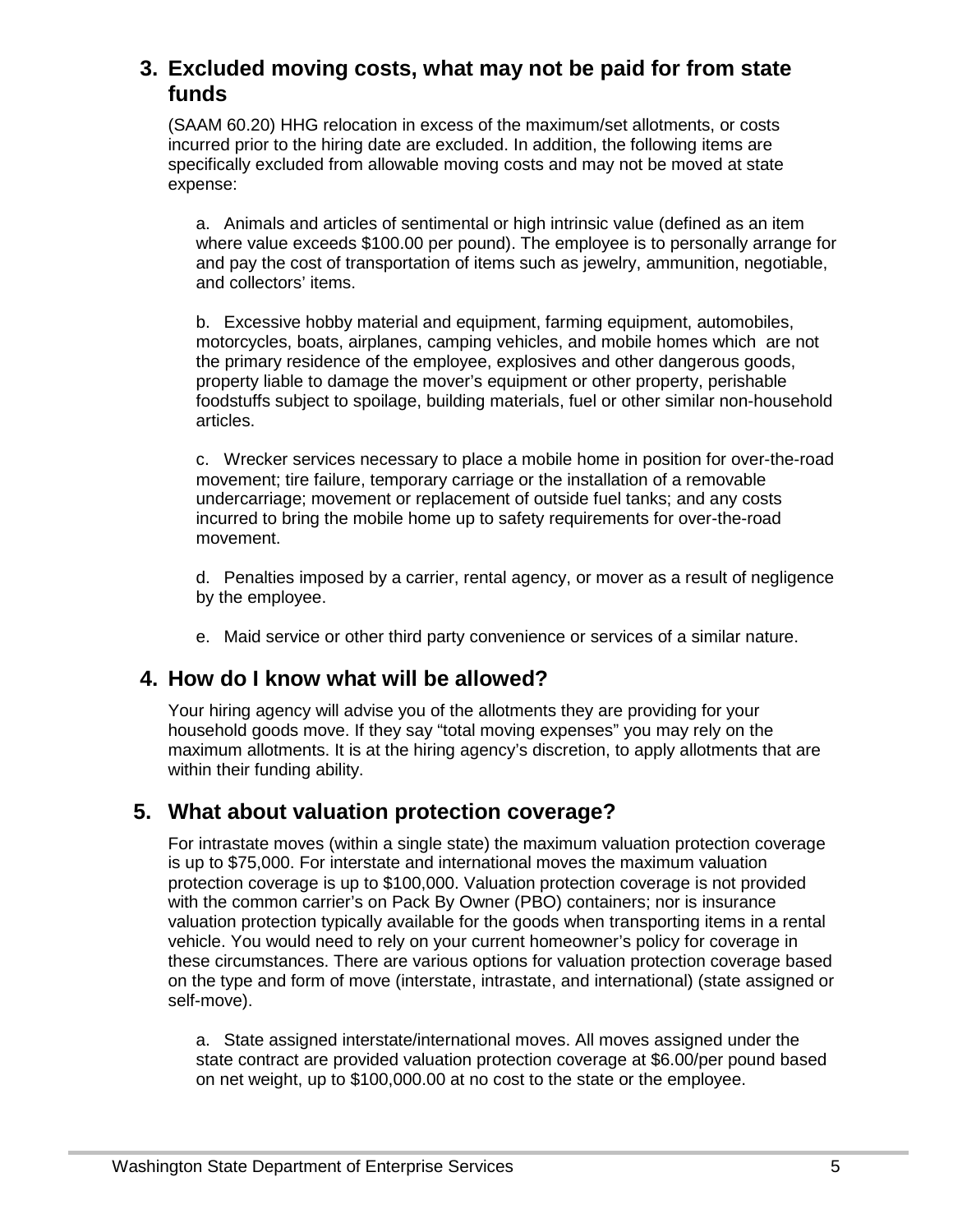## 3. Excluded moving costs, what may not be paid for from state funds

(SAAM 60.20) HHG relocation in excess of the maximum/set allotments, or costs incurred prior to the hiring date are excluded. In addition, the following items are specifically excluded from allowable moving costs and may not be moved at state expense:

a. Animals and articles of sentimental or high intrinsic value (defined as an item where value exceeds $100.00 per pound). The employee is to personally arrange for and pay the cost of transportation of items such as jewelry, ammunition, negotiable, and collectors' items.

b. Excessive hobby material and equipment, farming equipment, automobiles, motorcycles, boats, airplanes, camping vehicles, and mobile homes which are not the primary residence of the employee, explosives and other dangerous goods, property liable to damage the mover's equipment or other property, perishable foodstuffs subject to spoilage, building materials, fuel or other similar non-household articles.

c. Wrecker services necessary to place a mobile home in position for over-the-road movement; tire failure, temporary carriage or the installation of a removable undercarriage; movement or replacement of outside fuel tanks; and any costs incurred to bring the mobile home up to safety requirements for over-the-road movement.

d. Penalties imposed by a carrier, rental agency, or mover as a result of negligence by the employee.

e. Maid service or other third party convenience or services of a similar nature.

## 4. How do I know what will be allowed?

Your hiring agency will advise you of the allotments they are providing for your household goods move. If they say "total moving expenses" you may rely on the maximum allotments. It is at the hiring agency's discretion, to apply allotments that are within their funding ability.

## 5. What about valuation protection coverage?

For intrastate moves (within a single state) the maximum valuation protection coverage is up to $75,000. For interstate and international moves the maximum valuation protection coverage is up to $100,000. Valuation protection coverage is not provided with the common carrier's on Pack By Owner (PBO) containers; nor is insurance valuation protection typically available for the goods when transporting items in a rental vehicle. You would need to rely on your current homeowner's policy for coverage in these circumstances. There are various options for valuation protection coverage based on the type and form of move (interstate, intrastate, and international) (state assigned or self-move).

a. State assigned interstate/international moves. All moves assigned under the state contract are provided valuation protection coverage at $6.00/per pound based on net weight, up to $100,000.00 at no cost to the state or the employee.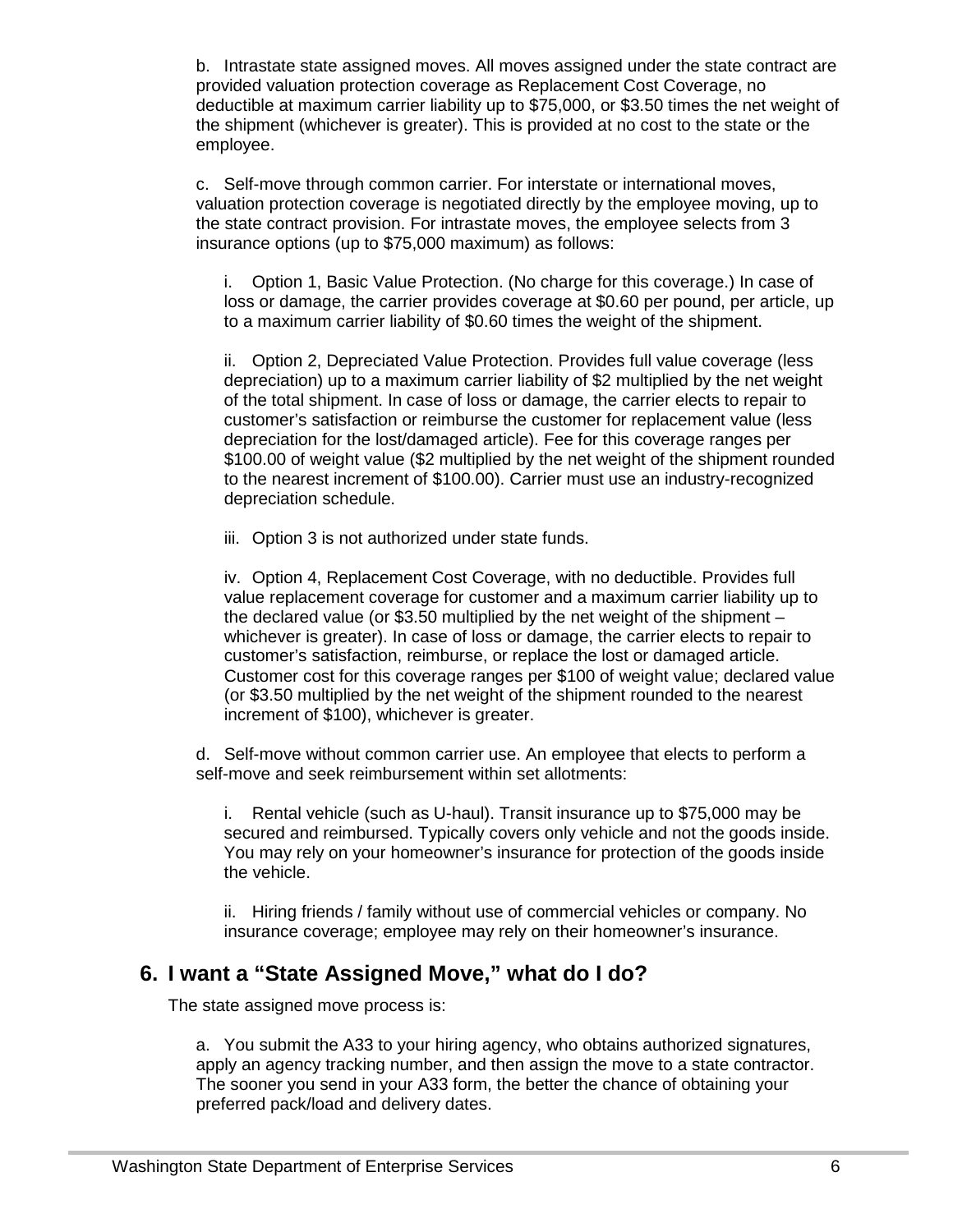b. Intrastate state assigned moves. All moves assigned under the state contract are provided valuation protection coverage as Replacement Cost Coverage, no deductible at maximum carrier liability up to $75,000, or $3.50 times the net weight of the shipment (whichever is greater). This is provided at no cost to the state or the employee.

c. Self-move through common carrier. For interstate or international moves, valuation protection coverage is negotiated directly by the employee moving, up to the state contract provision. For intrastate moves, the employee selects from 3 insurance options (up to $75,000 maximum) as follows:

i. Option 1, Basic Value Protection. (No charge for this coverage.) In case of loss or damage, the carrier provides coverage at $0.60 per pound, per article, up to a maximum carrier liability of $0.60 times the weight of the shipment.

ii. Option 2, Depreciated Value Protection. Provides full value coverage (less depreciation) up to a maximum carrier liability of $2 multiplied by the net weight of the total shipment. In case of loss or damage, the carrier elects to repair to customer's satisfaction or reimburse the customer for replacement value (less depreciation for the lost/damaged article). Fee for this coverage ranges per $100.00 of weight value ($2 multiplied by the net weight of the shipment rounded to the nearest increment of $100.00). Carrier must use an industry-recognized depreciation schedule.

iii. Option 3 is not authorized under state funds.

iv. Option 4, Replacement Cost Coverage, with no deductible. Provides full value replacement coverage for customer and a maximum carrier liability up to the declared value (or $3.50 multiplied by the net weight of the shipment – whichever is greater). In case of loss or damage, the carrier elects to repair to customer's satisfaction, reimburse, or replace the lost or damaged article. Customer cost for this coverage ranges per $100 of weight value; declared value (or $3.50 multiplied by the net weight of the shipment rounded to the nearest increment of $100), whichever is greater.

d. Self-move without common carrier use. An employee that elects to perform a self-move and seek reimbursement within set allotments:

i. Rental vehicle (such as U-haul). Transit insurance up to $75,000 may be secured and reimbursed. Typically covers only vehicle and not the goods inside. You may rely on your homeowner's insurance for protection of the goods inside the vehicle.

ii. Hiring friends / family without use of commercial vehicles or company. No insurance coverage; employee may rely on their homeowner's insurance.

## 6. I want a "State Assigned Move," what do I do?

The state assigned move process is:

a. You submit the A33 to your hiring agency, who obtains authorized signatures, apply an agency tracking number, and then assign the move to a state contractor. The sooner you send in your A33 form, the better the chance of obtaining your preferred pack/load and delivery dates.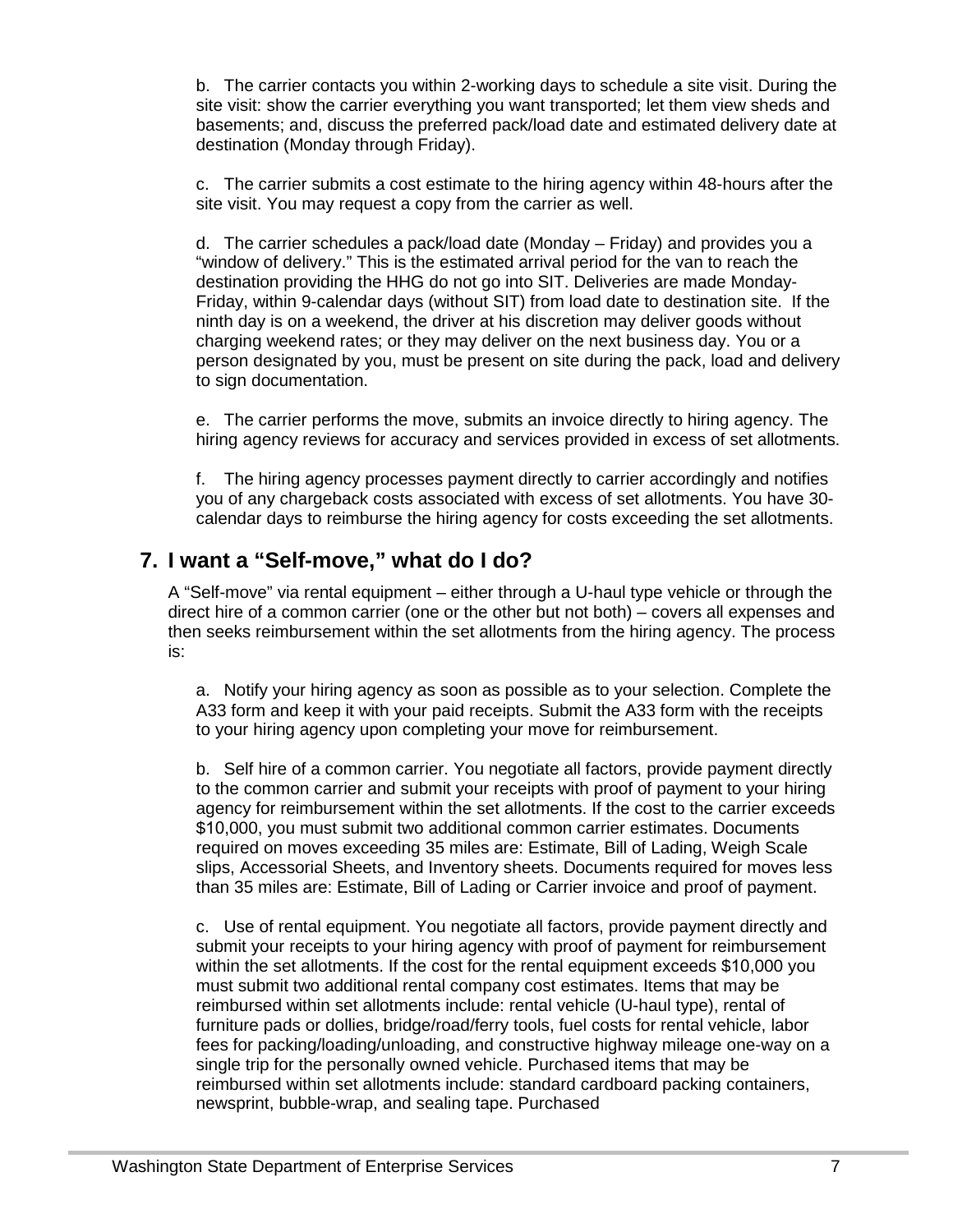b. The carrier contacts you within 2-working days to schedule a site visit. During the site visit: show the carrier everything you want transported; let them view sheds and basements; and, discuss the preferred pack/load date and estimated delivery date at destination (Monday through Friday).

c. The carrier submits a cost estimate to the hiring agency within 48-hours after the site visit. You may request a copy from the carrier as well.

d. The carrier schedules a pack/load date (Monday – Friday) and provides you a "window of delivery." This is the estimated arrival period for the van to reach the destination providing the HHG do not go into SIT. Deliveries are made Monday-Friday, within 9-calendar days (without SIT) from load date to destination site. If the ninth day is on a weekend, the driver at his discretion may deliver goods without charging weekend rates; or they may deliver on the next business day. You or a person designated by you, must be present on site during the pack, load and delivery to sign documentation.

e. The carrier performs the move, submits an invoice directly to hiring agency. The hiring agency reviews for accuracy and services provided in excess of set allotments.

f. The hiring agency processes payment directly to carrier accordingly and notifies you of any chargeback costs associated with excess of set allotments. You have 30-calendar days to reimburse the hiring agency for costs exceeding the set allotments.

## 7. I want a "Self-move," what do I do?

A "Self-move" via rental equipment – either through a U-haul type vehicle or through the direct hire of a common carrier (one or the other but not both) – covers all expenses and then seeks reimbursement within the set allotments from the hiring agency. The process is:

a. Notify your hiring agency as soon as possible as to your selection. Complete the A33 form and keep it with your paid receipts. Submit the A33 form with the receipts to your hiring agency upon completing your move for reimbursement.

b. Self hire of a common carrier. You negotiate all factors, provide payment directly to the common carrier and submit your receipts with proof of payment to your hiring agency for reimbursement within the set allotments. If the cost to the carrier exceeds $10,000, you must submit two additional common carrier estimates. Documents required on moves exceeding 35 miles are: Estimate, Bill of Lading, Weigh Scale slips, Accessorial Sheets, and Inventory sheets. Documents required for moves less than 35 miles are: Estimate, Bill of Lading or Carrier invoice and proof of payment.

c. Use of rental equipment. You negotiate all factors, provide payment directly and submit your receipts to your hiring agency with proof of payment for reimbursement within the set allotments. If the cost for the rental equipment exceeds $10,000 you must submit two additional rental company cost estimates. Items that may be reimbursed within set allotments include: rental vehicle (U-haul type), rental of furniture pads or dollies, bridge/road/ferry tools, fuel costs for rental vehicle, labor fees for packing/loading/unloading, and constructive highway mileage one-way on a single trip for the personally owned vehicle. Purchased items that may be reimbursed within set allotments include: standard cardboard packing containers, newsprint, bubble-wrap, and sealing tape. Purchased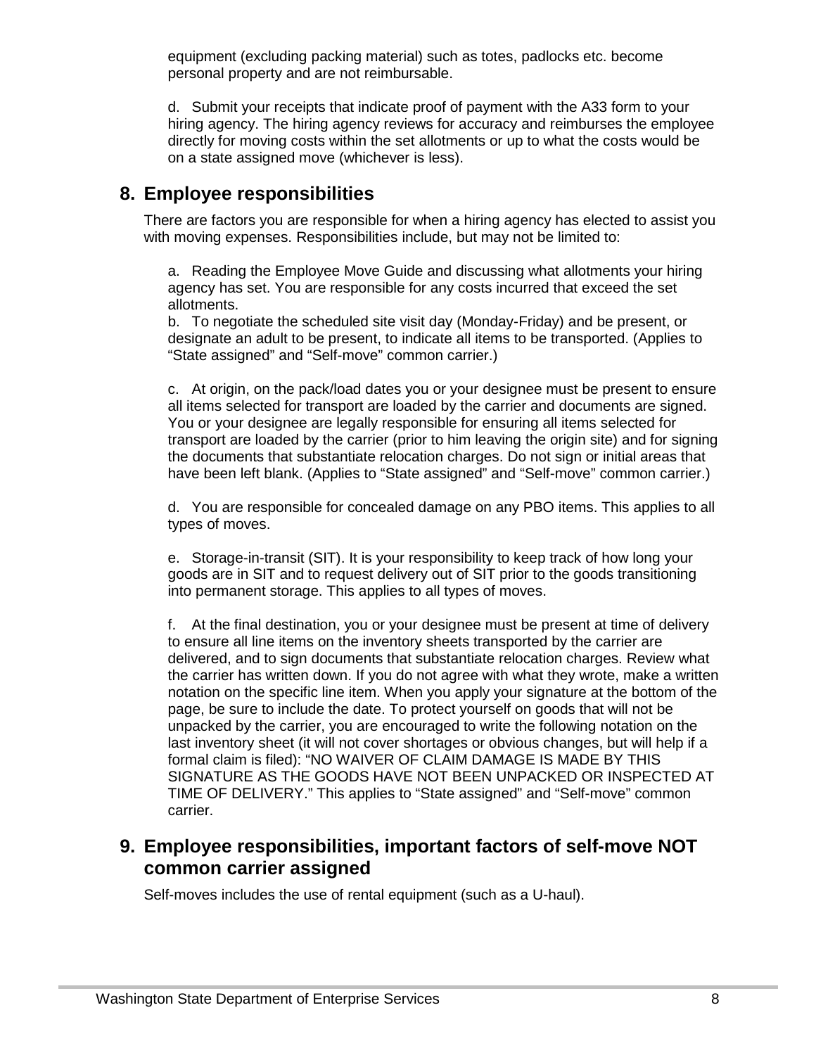equipment (excluding packing material) such as totes, padlocks etc. become personal property and are not reimbursable.

d. Submit your receipts that indicate proof of payment with the A33 form to your hiring agency. The hiring agency reviews for accuracy and reimburses the employee directly for moving costs within the set allotments or up to what the costs would be on a state assigned move (whichever is less).

## 8. Employee responsibilities

There are factors you are responsible for when a hiring agency has elected to assist you with moving expenses. Responsibilities include, but may not be limited to:

a. Reading the Employee Move Guide and discussing what allotments your hiring agency has set. You are responsible for any costs incurred that exceed the set allotments.

b. To negotiate the scheduled site visit day (Monday-Friday) and be present, or designate an adult to be present, to indicate all items to be transported. (Applies to "State assigned" and "Self-move" common carrier.)

c. At origin, on the pack/load dates you or your designee must be present to ensure all items selected for transport are loaded by the carrier and documents are signed. You or your designee are legally responsible for ensuring all items selected for transport are loaded by the carrier (prior to him leaving the origin site) and for signing the documents that substantiate relocation charges. Do not sign or initial areas that have been left blank. (Applies to "State assigned" and "Self-move" common carrier.)

d. You are responsible for concealed damage on any PBO items. This applies to all types of moves.

e. Storage-in-transit (SIT). It is your responsibility to keep track of how long your goods are in SIT and to request delivery out of SIT prior to the goods transitioning into permanent storage. This applies to all types of moves.

f. At the final destination, you or your designee must be present at time of delivery to ensure all line items on the inventory sheets transported by the carrier are delivered, and to sign documents that substantiate relocation charges. Review what the carrier has written down. If you do not agree with what they wrote, make a written notation on the specific line item. When you apply your signature at the bottom of the page, be sure to include the date. To protect yourself on goods that will not be unpacked by the carrier, you are encouraged to write the following notation on the last inventory sheet (it will not cover shortages or obvious changes, but will help if a formal claim is filed): "NO WAIVER OF CLAIM DAMAGE IS MADE BY THIS SIGNATURE AS THE GOODS HAVE NOT BEEN UNPACKED OR INSPECTED AT TIME OF DELIVERY." This applies to "State assigned" and "Self-move" common carrier.

## 9. Employee responsibilities, important factors of self-move NOT common carrier assigned

Self-moves includes the use of rental equipment (such as a U-haul).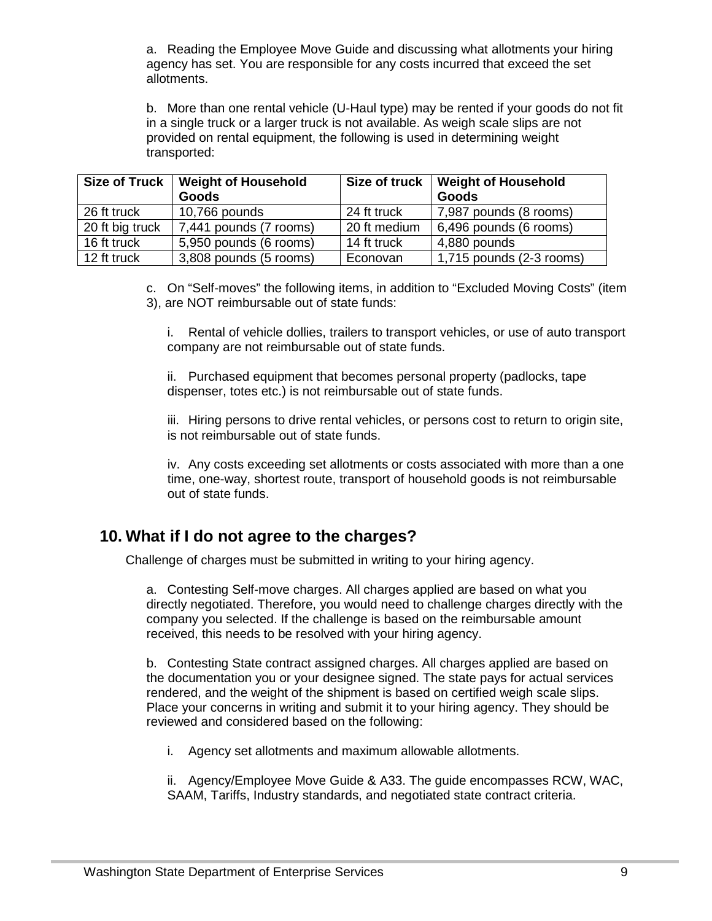a. Reading the Employee Move Guide and discussing what allotments your hiring agency has set. You are responsible for any costs incurred that exceed the set allotments.

b. More than one rental vehicle (U-Haul type) may be rented if your goods do not fit in a single truck or a larger truck is not available. As weigh scale slips are not provided on rental equipment, the following is used in determining weight transported:

| Size of Truck | Weight of Household Goods | Size of truck | Weight of Household Goods |
|---|---|---|---|
| 26 ft truck | 10,766 pounds | 24 ft truck | 7,987 pounds (8 rooms) |
| 20 ft big truck | 7,441 pounds (7 rooms) | 20 ft medium | 6,496 pounds (6 rooms) |
| 16 ft truck | 5,950 pounds (6 rooms) | 14 ft truck | 4,880 pounds |
| 12 ft truck | 3,808 pounds (5 rooms) | Econovan | 1,715 pounds (2-3 rooms) |

c. On "Self-moves" the following items, in addition to "Excluded Moving Costs" (item 3), are NOT reimbursable out of state funds:

i. Rental of vehicle dollies, trailers to transport vehicles, or use of auto transport company are not reimbursable out of state funds.

ii. Purchased equipment that becomes personal property (padlocks, tape dispenser, totes etc.) is not reimbursable out of state funds.

iii. Hiring persons to drive rental vehicles, or persons cost to return to origin site, is not reimbursable out of state funds.

iv. Any costs exceeding set allotments or costs associated with more than a one time, one-way, shortest route, transport of household goods is not reimbursable out of state funds.

## 10. What if I do not agree to the charges?

Challenge of charges must be submitted in writing to your hiring agency.

a. Contesting Self-move charges. All charges applied are based on what you directly negotiated. Therefore, you would need to challenge charges directly with the company you selected. If the challenge is based on the reimbursable amount received, this needs to be resolved with your hiring agency.

b. Contesting State contract assigned charges. All charges applied are based on the documentation you or your designee signed. The state pays for actual services rendered, and the weight of the shipment is based on certified weigh scale slips. Place your concerns in writing and submit it to your hiring agency. They should be reviewed and considered based on the following:

i. Agency set allotments and maximum allowable allotments.

ii. Agency/Employee Move Guide & A33. The guide encompasses RCW, WAC, SAAM, Tariffs, Industry standards, and negotiated state contract criteria.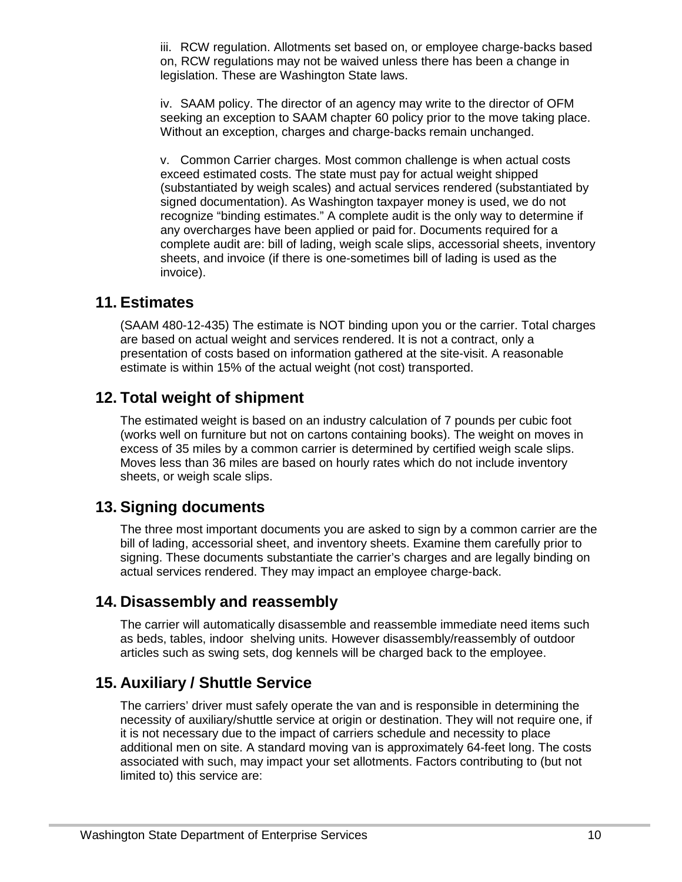iii. RCW regulation. Allotments set based on, or employee charge-backs based on, RCW regulations may not be waived unless there has been a change in legislation. These are Washington State laws.

iv. SAAM policy. The director of an agency may write to the director of OFM seeking an exception to SAAM chapter 60 policy prior to the move taking place. Without an exception, charges and charge-backs remain unchanged.

v. Common Carrier charges. Most common challenge is when actual costs exceed estimated costs. The state must pay for actual weight shipped (substantiated by weigh scales) and actual services rendered (substantiated by signed documentation). As Washington taxpayer money is used, we do not recognize "binding estimates." A complete audit is the only way to determine if any overcharges have been applied or paid for. Documents required for a complete audit are: bill of lading, weigh scale slips, accessorial sheets, inventory sheets, and invoice (if there is one-sometimes bill of lading is used as the invoice).

## 11. Estimates

(SAAM 480-12-435) The estimate is NOT binding upon you or the carrier. Total charges are based on actual weight and services rendered. It is not a contract, only a presentation of costs based on information gathered at the site-visit. A reasonable estimate is within 15% of the actual weight (not cost) transported.

## 12. Total weight of shipment

The estimated weight is based on an industry calculation of 7 pounds per cubic foot (works well on furniture but not on cartons containing books). The weight on moves in excess of 35 miles by a common carrier is determined by certified weigh scale slips. Moves less than 36 miles are based on hourly rates which do not include inventory sheets, or weigh scale slips.

## 13. Signing documents

The three most important documents you are asked to sign by a common carrier are the bill of lading, accessorial sheet, and inventory sheets. Examine them carefully prior to signing. These documents substantiate the carrier's charges and are legally binding on actual services rendered. They may impact an employee charge-back.

## 14. Disassembly and reassembly

The carrier will automatically disassemble and reassemble immediate need items such as beds, tables, indoor shelving units. However disassembly/reassembly of outdoor articles such as swing sets, dog kennels will be charged back to the employee.

## 15. Auxiliary / Shuttle Service

The carriers' driver must safely operate the van and is responsible in determining the necessity of auxiliary/shuttle service at origin or destination. They will not require one, if it is not necessary due to the impact of carriers schedule and necessity to place additional men on site. A standard moving van is approximately 64-feet long. The costs associated with such, may impact your set allotments. Factors contributing to (but not limited to) this service are: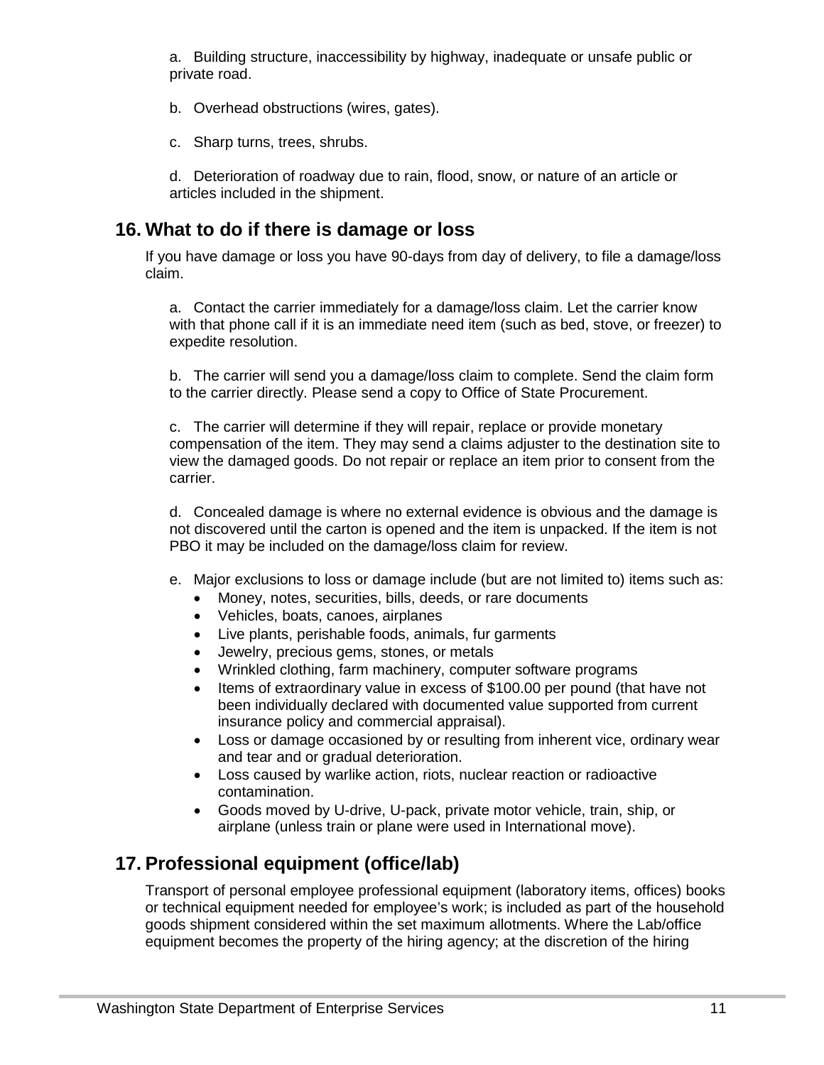a. Building structure, inaccessibility by highway, inadequate or unsafe public or private road.

b. Overhead obstructions (wires, gates).

c. Sharp turns, trees, shrubs.

d. Deterioration of roadway due to rain, flood, snow, or nature of an article or articles included in the shipment.

## 16. What to do if there is damage or loss

If you have damage or loss you have 90-days from day of delivery, to file a damage/loss claim.

a. Contact the carrier immediately for a damage/loss claim. Let the carrier know with that phone call if it is an immediate need item (such as bed, stove, or freezer) to expedite resolution.

b. The carrier will send you a damage/loss claim to complete. Send the claim form to the carrier directly. Please send a copy to Office of State Procurement.

c. The carrier will determine if they will repair, replace or provide monetary compensation of the item. They may send a claims adjuster to the destination site to view the damaged goods. Do not repair or replace an item prior to consent from the carrier.

d. Concealed damage is where no external evidence is obvious and the damage is not discovered until the carton is opened and the item is unpacked. If the item is not PBO it may be included on the damage/loss claim for review.

e. Major exclusions to loss or damage include (but are not limited to) items such as:

- Money, notes, securities, bills, deeds, or rare documents
- Vehicles, boats, canoes, airplanes
- Live plants, perishable foods, animals, fur garments
- Jewelry, precious gems, stones, or metals
- Wrinkled clothing, farm machinery, computer software programs
- Items of extraordinary value in excess of $100.00 per pound (that have not been individually declared with documented value supported from current insurance policy and commercial appraisal).
- Loss or damage occasioned by or resulting from inherent vice, ordinary wear and tear and or gradual deterioration.
- Loss caused by warlike action, riots, nuclear reaction or radioactive contamination.
- Goods moved by U-drive, U-pack, private motor vehicle, train, ship, or airplane (unless train or plane were used in International move).

## 17. Professional equipment (office/lab)

Transport of personal employee professional equipment (laboratory items, offices) books or technical equipment needed for employee's work; is included as part of the household goods shipment considered within the set maximum allotments. Where the Lab/office equipment becomes the property of the hiring agency; at the discretion of the hiring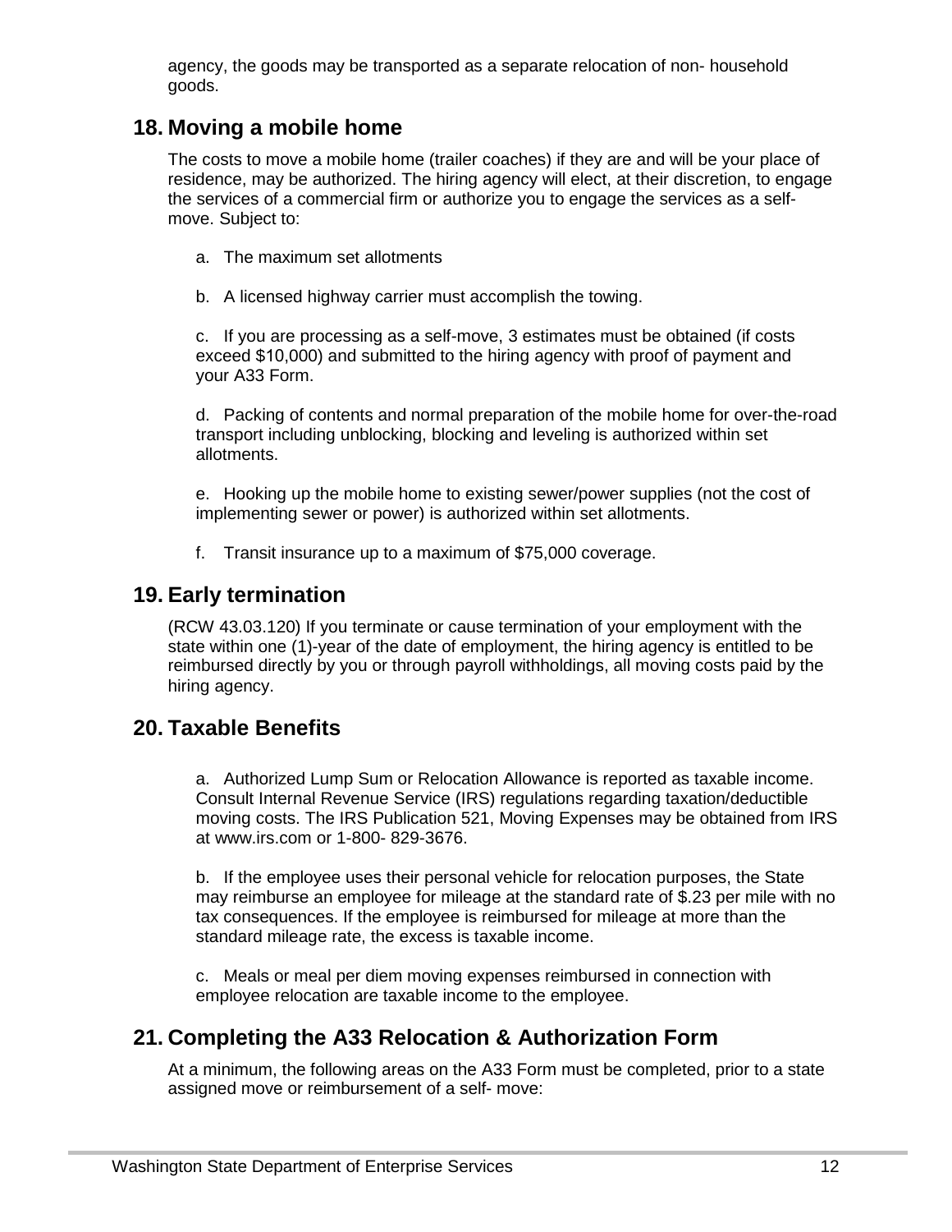agency, the goods may be transported as a separate relocation of non- household goods.

## 18. Moving a mobile home

The costs to move a mobile home (trailer coaches) if they are and will be your place of residence, may be authorized. The hiring agency will elect, at their discretion, to engage the services of a commercial firm or authorize you to engage the services as a self-move. Subject to:

a. The maximum set allotments

b. A licensed highway carrier must accomplish the towing.

c. If you are processing as a self-move, 3 estimates must be obtained (if costs exceed $10,000) and submitted to the hiring agency with proof of payment and your A33 Form.

d. Packing of contents and normal preparation of the mobile home for over-the-road transport including unblocking, blocking and leveling is authorized within set allotments.

e. Hooking up the mobile home to existing sewer/power supplies (not the cost of implementing sewer or power) is authorized within set allotments.

f. Transit insurance up to a maximum of $75,000 coverage.

## 19. Early termination

(RCW 43.03.120) If you terminate or cause termination of your employment with the state within one (1)-year of the date of employment, the hiring agency is entitled to be reimbursed directly by you or through payroll withholdings, all moving costs paid by the hiring agency.

## 20. Taxable Benefits

a. Authorized Lump Sum or Relocation Allowance is reported as taxable income. Consult Internal Revenue Service (IRS) regulations regarding taxation/deductible moving costs. The IRS Publication 521, Moving Expenses may be obtained from IRS at www.irs.com or 1-800- 829-3676.

b. If the employee uses their personal vehicle for relocation purposes, the State may reimburse an employee for mileage at the standard rate of $.23 per mile with no tax consequences. If the employee is reimbursed for mileage at more than the standard mileage rate, the excess is taxable income.

c. Meals or meal per diem moving expenses reimbursed in connection with employee relocation are taxable income to the employee.

## 21. Completing the A33 Relocation & Authorization Form

At a minimum, the following areas on the A33 Form must be completed, prior to a state assigned move or reimbursement of a self- move: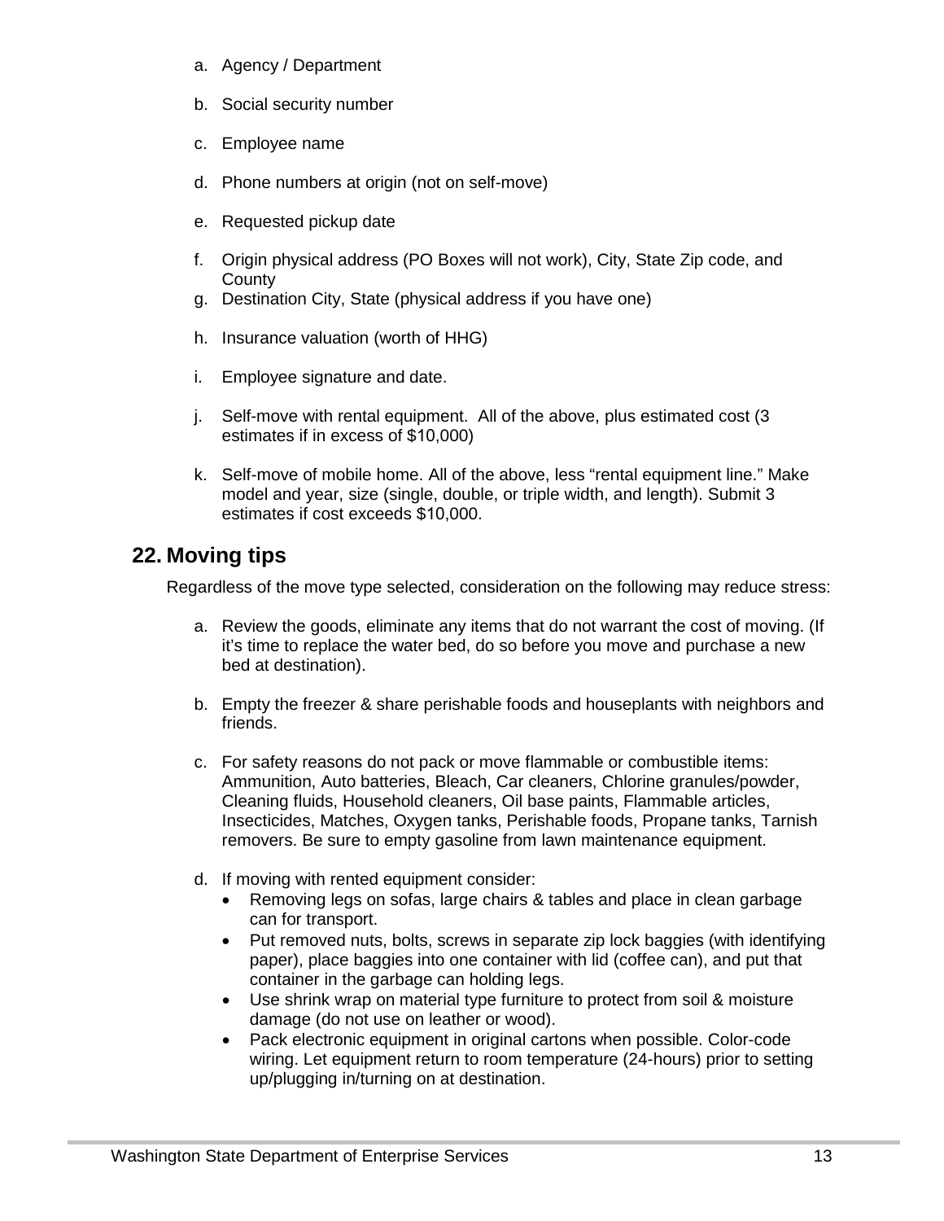a. Agency / Department

b. Social security number

c. Employee name

d. Phone numbers at origin (not on self-move)

e. Requested pickup date

f. Origin physical address (PO Boxes will not work), City, State Zip code, and County

g. Destination City, State (physical address if you have one)

h. Insurance valuation (worth of HHG)

i. Employee signature and date.

j. Self-move with rental equipment. All of the above, plus estimated cost (3 estimates if in excess of $10,000)

k. Self-move of mobile home. All of the above, less "rental equipment line." Make model and year, size (single, double, or triple width, and length). Submit 3 estimates if cost exceeds $10,000.

## 22. Moving tips

Regardless of the move type selected, consideration on the following may reduce stress:

a. Review the goods, eliminate any items that do not warrant the cost of moving. (If it's time to replace the water bed, do so before you move and purchase a new bed at destination).

b. Empty the freezer & share perishable foods and houseplants with neighbors and friends.

c. For safety reasons do not pack or move flammable or combustible items: Ammunition, Auto batteries, Bleach, Car cleaners, Chlorine granules/powder, Cleaning fluids, Household cleaners, Oil base paints, Flammable articles, Insecticides, Matches, Oxygen tanks, Perishable foods, Propane tanks, Tarnish removers. Be sure to empty gasoline from lawn maintenance equipment.

d. If moving with rented equipment consider:
   - Removing legs on sofas, large chairs & tables and place in clean garbage can for transport.
   - Put removed nuts, bolts, screws in separate zip lock baggies (with identifying paper), place baggies into one container with lid (coffee can), and put that container in the garbage can holding legs.
   - Use shrink wrap on material type furniture to protect from soil & moisture damage (do not use on leather or wood).
   - Pack electronic equipment in original cartons when possible. Color-code wiring. Let equipment return to room temperature (24-hours) prior to setting up/plugging in/turning on at destination.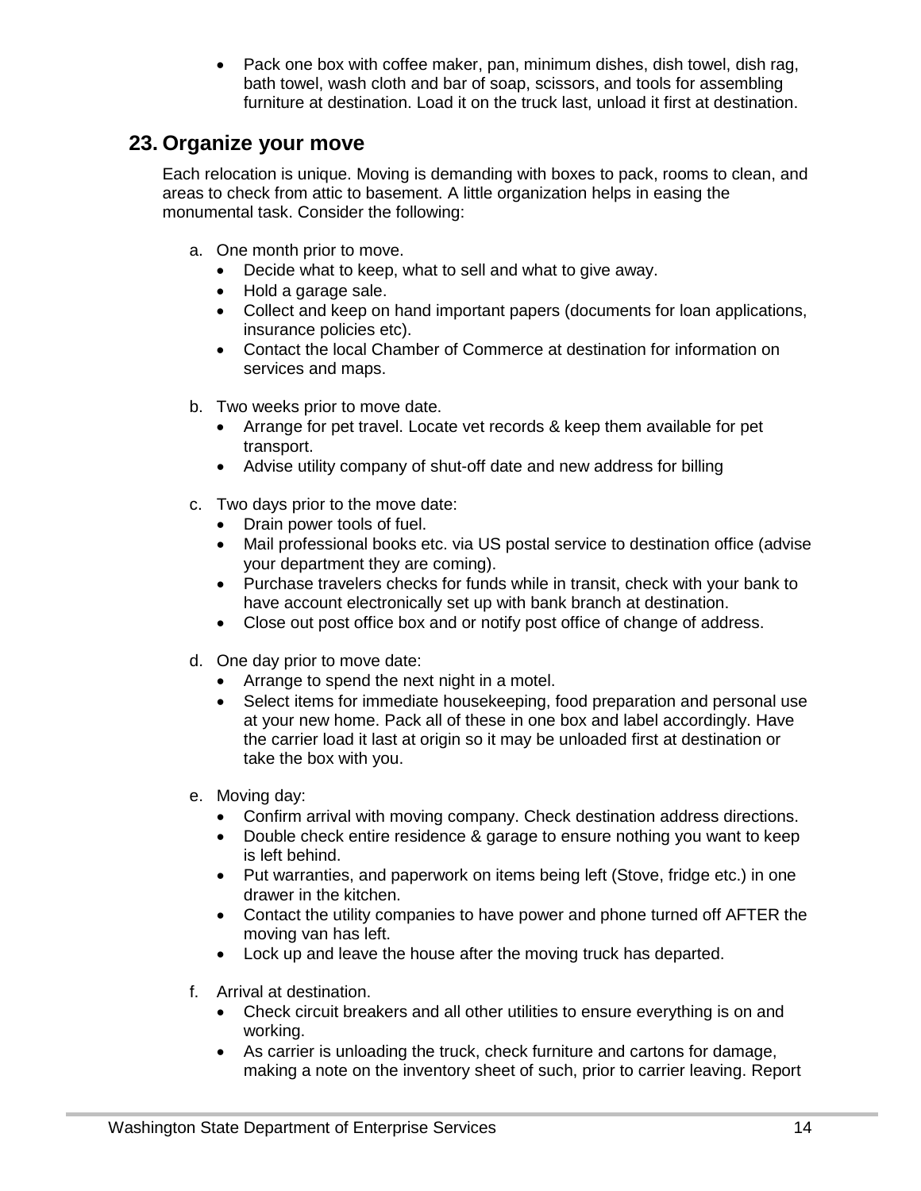- Pack one box with coffee maker, pan, minimum dishes, dish towel, dish rag, bath towel, wash cloth and bar of soap, scissors, and tools for assembling furniture at destination. Load it on the truck last, unload it first at destination.

## 23. Organize your move

Each relocation is unique. Moving is demanding with boxes to pack, rooms to clean, and areas to check from attic to basement. A little organization helps in easing the monumental task. Consider the following:

a. One month prior to move.
   - Decide what to keep, what to sell and what to give away.
   - Hold a garage sale.
   - Collect and keep on hand important papers (documents for loan applications, insurance policies etc).
   - Contact the local Chamber of Commerce at destination for information on services and maps.

b. Two weeks prior to move date.
   - Arrange for pet travel. Locate vet records & keep them available for pet transport.
   - Advise utility company of shut-off date and new address for billing

c. Two days prior to the move date:
   - Drain power tools of fuel.
   - Mail professional books etc. via US postal service to destination office (advise your department they are coming).
   - Purchase travelers checks for funds while in transit, check with your bank to have account electronically set up with bank branch at destination.
   - Close out post office box and or notify post office of change of address.

d. One day prior to move date:
   - Arrange to spend the next night in a motel.
   - Select items for immediate housekeeping, food preparation and personal use at your new home. Pack all of these in one box and label accordingly. Have the carrier load it last at origin so it may be unloaded first at destination or take the box with you.

e. Moving day:
   - Confirm arrival with moving company. Check destination address directions.
   - Double check entire residence & garage to ensure nothing you want to keep is left behind.
   - Put warranties, and paperwork on items being left (Stove, fridge etc.) in one drawer in the kitchen.
   - Contact the utility companies to have power and phone turned off AFTER the moving van has left.
   - Lock up and leave the house after the moving truck has departed.

f. Arrival at destination.
   - Check circuit breakers and all other utilities to ensure everything is on and working.
   - As carrier is unloading the truck, check furniture and cartons for damage, making a note on the inventory sheet of such, prior to carrier leaving. Report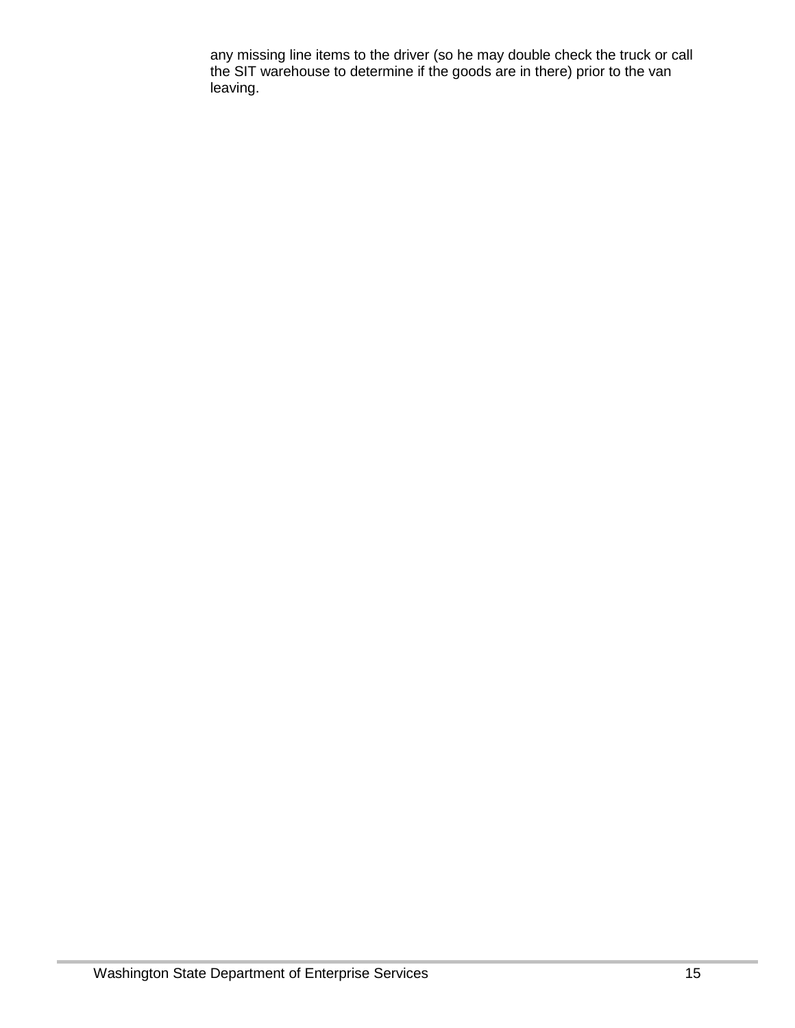any missing line items to the driver (so he may double check the truck or call the SIT warehouse to determine if the goods are in there) prior to the van leaving.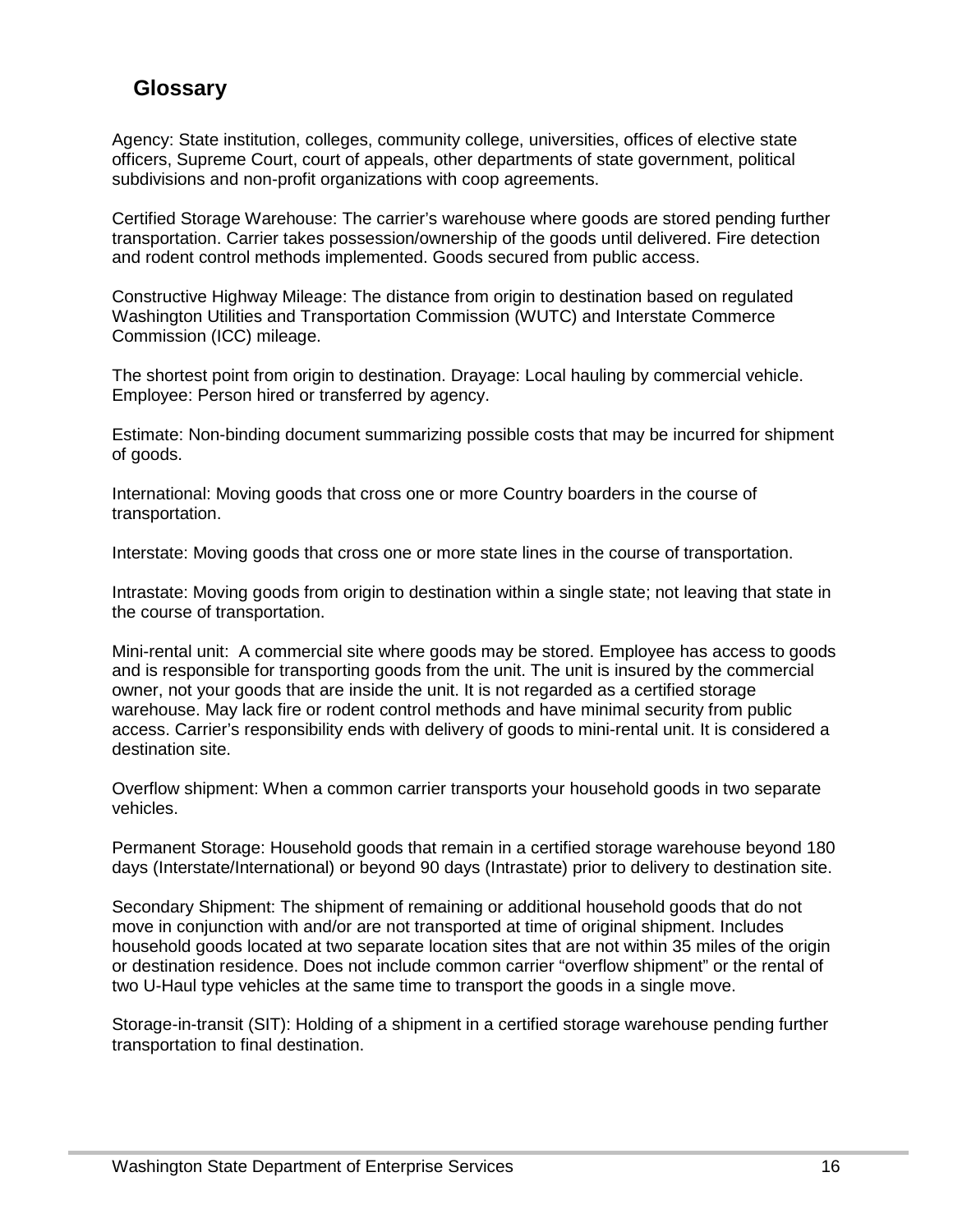## Glossary

Agency: State institution, colleges, community college, universities, offices of elective state officers, Supreme Court, court of appeals, other departments of state government, political subdivisions and non-profit organizations with coop agreements.

Certified Storage Warehouse: The carrier's warehouse where goods are stored pending further transportation. Carrier takes possession/ownership of the goods until delivered. Fire detection and rodent control methods implemented. Goods secured from public access.

Constructive Highway Mileage: The distance from origin to destination based on regulated Washington Utilities and Transportation Commission (WUTC) and Interstate Commerce Commission (ICC) mileage.

The shortest point from origin to destination. Drayage: Local hauling by commercial vehicle. Employee: Person hired or transferred by agency.

Estimate: Non-binding document summarizing possible costs that may be incurred for shipment of goods.

International: Moving goods that cross one or more Country boarders in the course of transportation.

Interstate: Moving goods that cross one or more state lines in the course of transportation.

Intrastate: Moving goods from origin to destination within a single state; not leaving that state in the course of transportation.

Mini-rental unit: A commercial site where goods may be stored. Employee has access to goods and is responsible for transporting goods from the unit. The unit is insured by the commercial owner, not your goods that are inside the unit. It is not regarded as a certified storage warehouse. May lack fire or rodent control methods and have minimal security from public access. Carrier's responsibility ends with delivery of goods to mini-rental unit. It is considered a destination site.

Overflow shipment: When a common carrier transports your household goods in two separate vehicles.

Permanent Storage: Household goods that remain in a certified storage warehouse beyond 180 days (Interstate/International) or beyond 90 days (Intrastate) prior to delivery to destination site.

Secondary Shipment: The shipment of remaining or additional household goods that do not move in conjunction with and/or are not transported at time of original shipment. Includes household goods located at two separate location sites that are not within 35 miles of the origin or destination residence. Does not include common carrier "overflow shipment" or the rental of two U-Haul type vehicles at the same time to transport the goods in a single move.

Storage-in-transit (SIT): Holding of a shipment in a certified storage warehouse pending further transportation to final destination.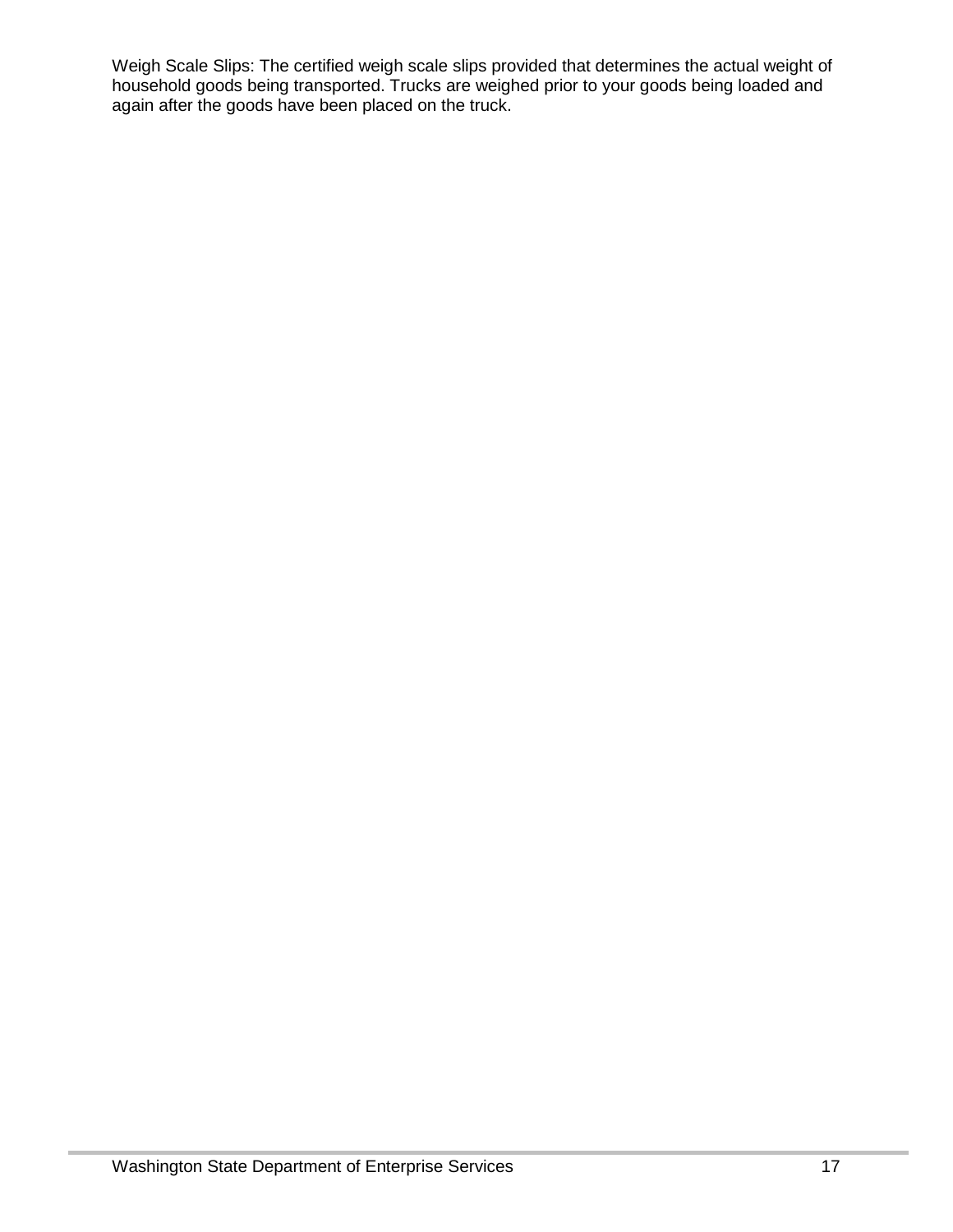Weigh Scale Slips: The certified weigh scale slips provided that determines the actual weight of household goods being transported. Trucks are weighed prior to your goods being loaded and again after the goods have been placed on the truck.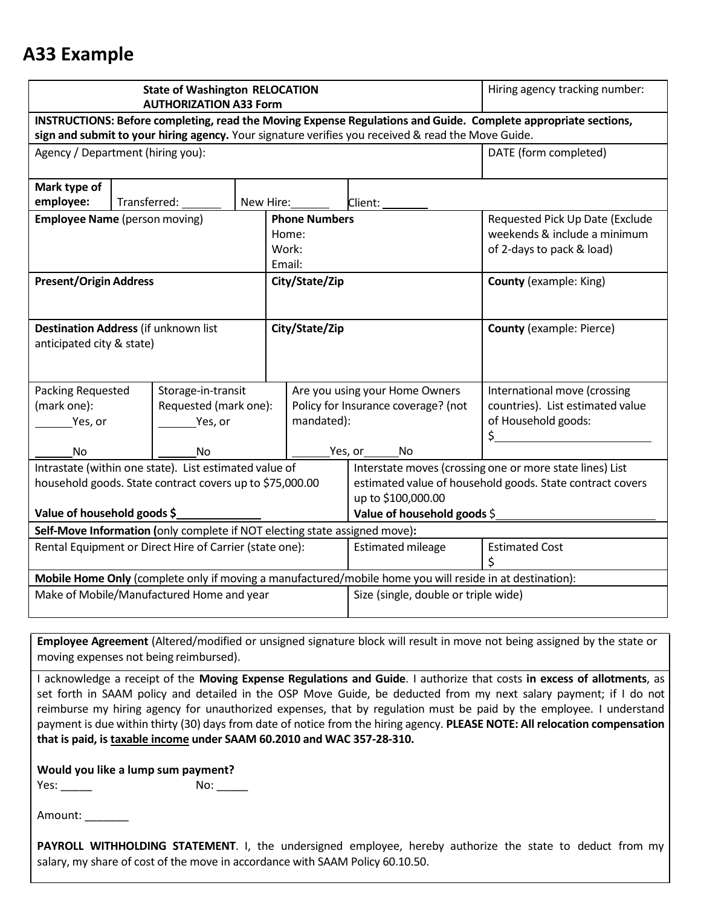# A33 Example

| State of Washington RELOCATION AUTHORIZATION A33 Form | | | | | Hiring agency tracking number: |
|---|---|---|---|---|---|
| **INSTRUCTIONS: Before completing, read the Moving Expense Regulations and Guide. Complete appropriate sections, sign and submit to your hiring agency.** Your signature verifies you received & read the Move Guide. | | | | | |
| Agency / Department (hiring you): | | | | | DATE (form completed) |
| **Mark type of employee:** | Transferred: _______ | New Hire:______ | Client: _______ | | |
| **Employee Name** (person moving) | | **Phone Numbers** Home: Work: Email: | | | Requested Pick Up Date (Exclude weekends & include a minimum of 2-days to pack & load) |
| **Present/Origin Address** | | **City/State/Zip** | | | **County** (example: King) |
| **Destination Address** (if unknown list anticipated city & state) | | **City/State/Zip** | | | **County** (example: Pierce) |
| Packing Requested (mark one): ______Yes, or ______No | Storage-in-transit Requested (mark one): ______Yes, or ______No | Are you using your Home Owners Policy for Insurance coverage? (not mandated): ______Yes, or______No | | | International move (crossing countries). List estimated value of Household goods: $________ |
| Intrastate (within one state). List estimated value of household goods. State contract covers up to $75,000.00 **Value of household goods $**________ | | | Interstate moves (crossing one or more state lines) List estimated value of household goods. State contract covers up to $100,000.00 **Value of household goods** $________ | | |
| **Self-Move Information (**only complete if NOT electing state assigned move)**:** | | | | | |
| Rental Equipment or Direct Hire of Carrier (state one): | | | Estimated mileage | | Estimated Cost $ |
| **Mobile Home Only** (complete only if moving a manufactured/mobile home you will reside in at destination): | | | | | |
| Make of Mobile/Manufactured Home and year | | | Size (single, double or triple wide) | | |

**Employee Agreement** (Altered/modified or unsigned signature block will result in move not being assigned by the state or moving expenses not being reimbursed).

I acknowledge a receipt of the **Moving Expense Regulations and Guide**. I authorize that costs **in excess of allotments**, as set forth in SAAM policy and detailed in the OSP Move Guide, be deducted from my next salary payment; if I do not reimburse my hiring agency for unauthorized expenses, that by regulation must be paid by the employee. I understand payment is due within thirty (30) days from date of notice from the hiring agency. **PLEASE NOTE: All relocation compensation that is paid, is taxable income under SAAM 60.2010 and WAC 357-28-310.**

**Would you like a lump sum payment?**

Yes: _____ No: _____

Amount: _______

**PAYROLL WITHHOLDING STATEMENT**. I, the undersigned employee, hereby authorize the state to deduct from my salary, my share of cost of the move in accordance with SAAM Policy 60.10.50.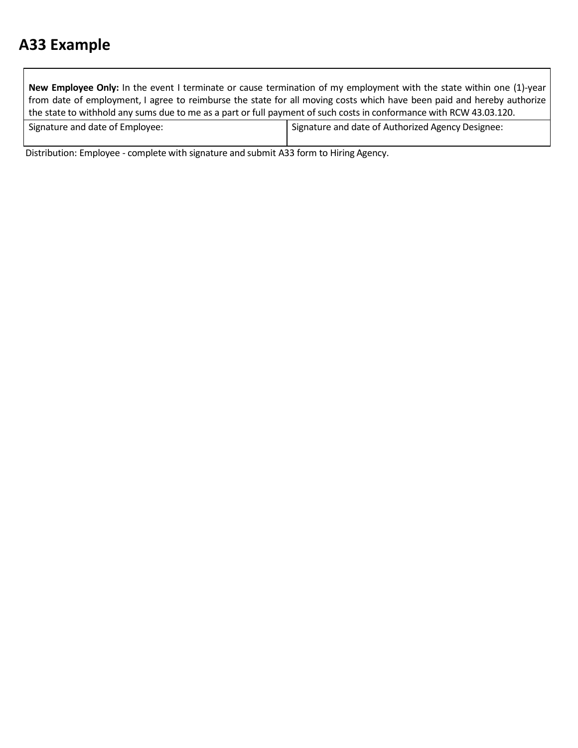# A33 Example

| | |
|---|---|
| **New Employee Only:** In the event I terminate or cause termination of my employment with the state within one (1)-year from date of employment, I agree to reimburse the state for all moving costs which have been paid and hereby authorize the state to withhold any sums due to me as a part or full payment of such costs in conformance with RCW 43.03.120. | |
| Signature and date of Employee: | Signature and date of Authorized Agency Designee: |

Distribution: Employee - complete with signature and submit A33 form to Hiring Agency.